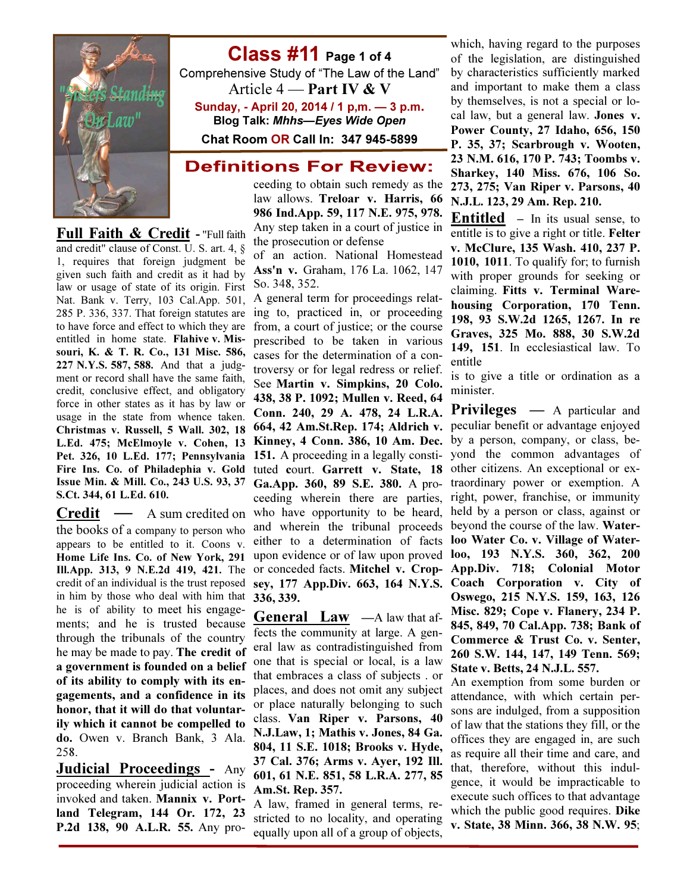# Class #11 Page 1 of 4

Comprehensive Study of "The Law of the Land"

Article 4 — **Part IV & V**

**Sunday, - April 20, 2014 / 1 p,m. — 3 p.m.**

**Blog Talk: *Mhhs—Eyes Wide Open***

**Chat Room OR Call In: 347 945-5899**

"Sisters Standing On Law"

## Definitions For Review:

**Full Faith & Credit** - "Full faith and credit" clause of Const. U. S. art. 4, § 1, requires that foreign judgment be given such faith and credit as it had by law or usage of state of its origin. First Nat. Bank v. Terry, 103 Cal.App. 501, 285 P. 336, 337. That foreign statutes are to have force and effect to which they are entitled in home state. **Flahive v. Missouri, K. & T. R. Co., 131 Misc. 586, 227 N.Y.S. 587, 588.** And that a judgment or record shall have the same faith, credit, conclusive effect, and obligatory force in other states as it has by law or usage in the state from whence taken. **Christmas v. Russell, 5 Wall. 302, 18 L.Ed. 475; McElmoyle v. Cohen, 13 Pet. 326, 10 L.Ed. 177; Pennsylvania Fire Ins. Co. of Philadephia v. Gold Issue Min. & Mill. Co., 243 U.S. 93, 37 S.Ct. 344, 61 L.Ed. 610.**

**Credit** — A sum credited on the books of a company to person who appears to be entitled to it. Coons v. **Home Life Ins. Co. of New York, 291 Ill.App. 313, 9 N.E.2d 419, 421.** The credit of an individual is the trust reposed in him by those who deal with him that he is of ability to meet his engagements; and he is trusted because through the tribunals of the country he may be made to pay. **The credit of a government is founded on a belief of its ability to comply with its engagements, and a confidence in its honor, that it will do that voluntarily which it cannot be compelled to do.** Owen v. Branch Bank, 3 Ala. 258.

**Judicial Proceedings** - Any proceeding wherein judicial action is invoked and taken. **Mannix v. Portland Telegram, 144 Or. 172, 23 P.2d 138, 90 A.L.R. 55.** Any proceeding to obtain such remedy as the law allows. **Treloar v. Harris, 66 986 Ind.App. 59, 117 N.E. 975, 978.** Any step taken in a court of justice in the prosecution or defense of an action. National Homestead **Ass'n v.** Graham, 176 La. 1062, 147 So. 348, 352.

A general term for proceedings relating to, practiced in, or proceeding from, a court of justice; or the course prescribed to be taken in various cases for the determination of a controversy or for legal redress or relief. See **Martin v. Simpkins, 20 Colo. 438, 38 P. 1092; Mullen v. Reed, 64 Conn. 240, 29 A. 478, 24 L.R.A. 664, 42 Am.St.Rep. 174; Aldrich v. Kinney, 4 Conn. 386, 10 Am. Dec. 151.** A proceeding in a legally constituted court. **Garrett v. State, 18 Ga.App. 360, 89 S.E. 380.** A proceeding wherein there are parties, who have opportunity to be heard, and wherein the tribunal proceeds either to a determination of facts upon evidence or of law upon proved or conceded facts. **Mitchel v. Cropsey, 177 App.Div. 663, 164 N.Y.S. 336, 339.**

**General Law** —A law that affects the community at large. A general law as contradistinguished from one that is special or local, is a law that embraces a class of subjects . or places, and does not omit any subject or place naturally belonging to such class. **Van Riper v. Parsons, 40 N.J.Law, 1; Mathis v. Jones, 84 Ga. 804, 11 S.E. 1018; Brooks v. Hyde, 37 Cal. 376; Arms v. Ayer, 192 Ill. 601, 61 N.E. 851, 58 L.R.A. 277, 85 Am.St. Rep. 357.**

A law, framed in general terms, restricted to no locality, and operating equally upon all of a group of objects, which, having regard to the purposes of the legislation, are distinguished by characteristics sufficiently marked and important to make them a class by themselves, is not a special or local law, but a general law. **Jones v. Power County, 27 Idaho, 656, 150 P. 35, 37; Scarbrough v. Wooten, 23 N.M. 616, 170 P. 743; Toombs v. Sharkey, 140 Miss. 676, 106 So. 273, 275; Van Riper v. Parsons, 40 N.J.L. 123, 29 Am. Rep. 210.**

**Entitled** – In its usual sense, to entitle is to give a right or title. **Felter v. McClure, 135 Wash. 410, 237 P. 1010, 1011**. To qualify for; to furnish with proper grounds for seeking or claiming. **Fitts v. Terminal Warehousing Corporation, 170 Tenn. 198, 93 S.W.2d 1265, 1267. In re Graves, 325 Mo. 888, 30 S.W.2d 149, 151**. In ecclesiastical law. To entitle is to give a title or ordination as a minister.

**Privileges** — A particular and peculiar benefit or advantage enjoyed by a person, company, or class, beyond the common advantages of other citizens. An exceptional or extraordinary power or exemption. A right, power, franchise, or immunity held by a person or class, against or beyond the course of the law. **Waterloo Water Co. v. Village of Waterloo, 193 N.Y.S. 360, 362, 200 App.Div. 718; Colonial Motor Coach Corporation v. City of Oswego, 215 N.Y.S. 159, 163, 126 Misc. 829; Cope v. Flanery, 234 P. 845, 849, 70 Cal.App. 738; Bank of Commerce & Trust Co. v. Senter, 260 S.W. 144, 147, 149 Tenn. 569; State v. Betts, 24 N.J.L. 557.**

An exemption from some burden or attendance, with which certain persons are indulged, from a supposition of law that the stations they fill, or the offices they are engaged in, are such as require all their time and care, and that, therefore, without this indulgence, it would be impracticable to execute such offices to that advantage which the public good requires. **Dike v. State, 38 Minn. 366, 38 N.W. 95**;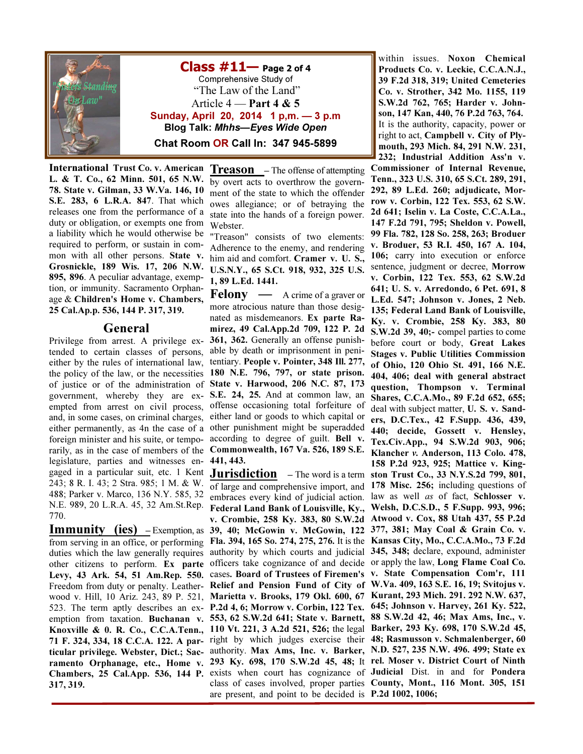**Class #11— Page 2 of 4**

Comprehensive Study of "The Law of the Land"

Article 4 — **Part 4 & 5**

**Sunday, April 20, 2014 1 p,m. — 3 p.m**

**Blog Talk: *Mhhs—Eyes Wide Open***

**Chat Room OR Call In: 347 945-5899**

**International Trust Co. v. American L. & T. Co., 62 Minn. 501, 65 N.W. 78. State v. Gilman, 33 W.Va. 146, 10 S.E. 283, 6 L.R.A. 847**. That which releases one from the performance of a duty or obligation, or exempts one from a liability which he would otherwise be required to perform, or sustain in common with all other persons. **State v. Grosnickle, 189 Wis. 17, 206 N.W. 895, 896**. A peculiar advantage, exemption, or immunity. Sacramento Orphanage & **Children's Home v. Chambers, 25 Cal.Ap.p. 536, 144 P. 317, 319.**

## General

Privilege from arrest. A privilege extended to certain classes of persons, either by the rules of international law, the policy of the law, or the necessities of justice or of the administration of government, whereby they are exempted from arrest on civil process, and, in some cases, on criminal charges, either permanently, as 4n the case of a foreign minister and his suite, or temporarily, as in the case of members of the legislature, parties and witnesses engaged in a particular suit, etc. 1 Kent 243; 8 R. I. 43; 2 Stra. 985; 1 M. & W. 488; Parker v. Marco, 136 N.Y. 585, 32 N.E. 989, 20 L.R.A. 45, 32 Am.St.Rep. 770.

**Immunity (ies)** – Exemption, as from serving in an office, or performing duties which the law generally requires other citizens to perform. **Ex parte Levy, 43 Ark. 54, 51 Am.Rep. 550.** Freedom from duty or penalty. Leatherwood v. Hill, 10 Ariz. 243, 89 P. 521, 523. The term aptly describes an exemption from taxation. **Buchanan v. Knoxville & 0. R. Co., C.C.A.Tenn., 71 F. 324, 334, 18 C.C.A. 122. A particular privilege. Webster, Dict.; Sacramento Orphanage, etc., Home v. Chambers, 25 Cal.App. 536, 144 P. 317, 319.**

**Treason** – The offense of attempting by overt acts to overthrow the government of the state to which the offender owes allegiance; or of betraying the state into the hands of a foreign power. Webster.

"Treason" consists of two elements: Adherence to the enemy, and rendering him aid and comfort. **Cramer v. U. S., U.S.N.Y., 65 S.Ct. 918, 932, 325 U.S. 1, 89 L.Ed. 1441.**

**Felony** — A crime of a graver or more atrocious nature than those designated as misdemeanors. **Ex parte Ramirez, 49 Cal.App.2d 709, 122 P. 2d 361, 362.** Generally an offense punishable by death or imprisonment in penitentiary. **People v. Pointer, 348 Ill. 277, 180 N.E. 796, 797, or state prison. State v. Harwood, 206 N.C. 87, 173 S.E. 24, 25.** And at common law, an offense occasioning total forfeiture of either land or goods to which capital or other punishment might be superadded according to degree of guilt. **Bell v. Commonwealth, 167 Va. 526, 189 S.E. 441, 443.**

**Jurisdiction** – The word is a term of large and comprehensive import, and embraces every kind of judicial action. **Federal Land Bank of Louisville, Ky., v. Crombie, 258 Ky. 383, 80 S.W.2d 39, 40; McGowin v. McGowin, 122 Fla. 394, 165 So. 274, 275, 276.** It is the authority by which courts and judicial officers take cognizance of and decide cases**. Board of Trustees of Firemen's Relief and Pension Fund of City of Marietta v. Brooks, 179 Okl. 600, 67 P.2d 4, 6; Morrow v. Corbin, 122 Tex. 553, 62 S.W.2d 641; State v. Barnett, 110 Vt. 221, 3 A.2d 521, 526;** the legal right by which judges exercise their authority. **Max Ams, Inc. v. Barker, 293 Ky. 698, 170 S.W.2d 45, 48;** It exists when court has cognizance of class of cases involved, proper parties are present, and point to be decided is within issues. **Noxon Chemical Products Co. v. Leckie, C.C.A.N.J., 39 F.2d 318, 319; United Cemeteries Co. v. Strother, 342 Mo. 1155, 119 S.W.2d 762, 765; Harder v. Johnson, 147 Kan, 440, 76 P.2d 763, 764.** It is the authority, capacity, power or right to act, **Campbell v. City of Plymouth, 293 Mich. 84, 291 N.W. 231, 232; Industrial Addition Ass'n v. Commissioner of Internal Revenue, Tenn., 323 U.S. 310, 65 S.Ct. 289, 291, 292, 89 L.Ed. 260; adjudicate, Morrow v. Corbin, 122 Tex. 553, 62 S.W. 2d 641; Iselin v. La Coste, C.C.A.La., 147 F.2d 791, 795; Sheldon v. Powell, 99 Fla. 782, 128 So. 258, 263; Broduer v. Broduer, 53 R.I. 450, 167 A. 104, 106;** carry into execution or enforce sentence, judgment or decree, **Morrow v. Corbin, 122 Tex. 553, 62 S.W.2d 641; U. S. v. Arredondo, 6 Pet. 691, 8 L.Ed. 547; Johnson v. Jones, 2 Neb. 135; Federal Land Bank of Louisville, Ky. v. Crombie, 258 Ky. 383, 80 S.W.2d 39, 40;-** compel parties to come before court or body, **Great Lakes Stages v. Public Utilities Commission of Ohio, 120 Ohio St. 491, 166 N.E. 404, 406; deal with general abstract question, Thompson v. Terminal Shares, C.C.A.Mo., 89 F.2d 652, 655;** deal with subject matter, **U. S. v. Sanders, D.C.Tex., 42 F.Supp. 436, 439, 440; decide, Gossett v. Hensley, Tex.Civ.App., 94 S.W.2d 903, 906; Klancher *v.* Anderson, 113 Colo. 478, 158 P.2d 923, 925; Mattice v. Kingston Trust Co., 33 N.Y.S.2d 799, 801, 178 Misc. 256;** including questions of law as well *as* of fact, **Schlosser v. Welsh, D.C.S.D., 5 F.Supp. 993, 996; Atwood v. Cox, 88 Utah 437, 55 P.2d 377, 381; May Coal & Grain Co. v. Kansas City, Mo., C.C.A.Mo., 73 F.2d 345, 348;** declare, expound, administer or apply the law, **Long Flame Coal Co. v. State Compensation Com'r, 111 W.Va. 409, 163 S.E. 16, 19; Svitojus v. Kurant, 293 Mich. 291. 292 N.W. 637, 645; Johnson v. Harvey, 261 Ky. 522, 88 S.W.2d 42, 46; Max Ams, Inc., v. Barker, 293 Ky. 698, 170 S.W.2d 45, 48; Rasmusson v. Schmalenberger, 60 N.D. 527, 235 N.W. 496. 499; State ex rel. Moser v. District Court of Ninth Judicial** Dist. in and for **Pondera County, Mont., 116 Mont. 305, 151 P.2d 1002, 1006;**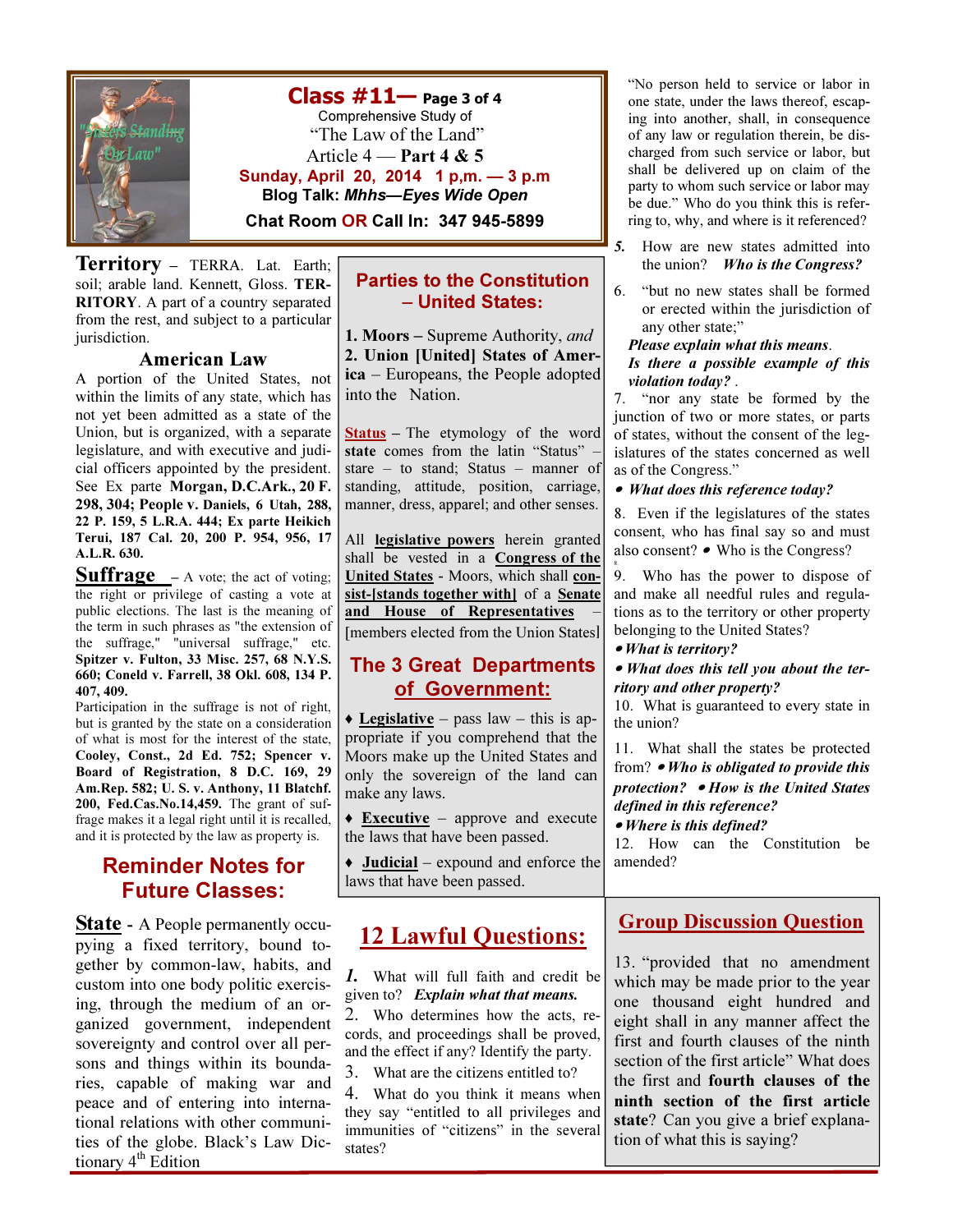# Class #11— Page 3 of 4

Comprehensive Study of

"The Law of the Land"

Article 4 — Part 4 & 5

**Sunday, April 20, 2014 1 p,m. — 3 p.m**

**Blog Talk: *Mhhs—Eyes Wide Open***

**Chat Room OR Call In: 347 945-5899**

**Territory** – TERRA. Lat. Earth; soil; arable land. Kennett, Gloss. **TERRITORY**. A part of a country separated from the rest, and subject to a particular jurisdiction.

### American Law

A portion of the United States, not within the limits of any state, which has not yet been admitted as a state of the Union, but is organized, with a separate legislature, and with executive and judicial officers appointed by the president. See Ex parte **Morgan, D.C.Ark., 20 F. 298, 304; People v. Daniels, 6 Utah, 288, 22 P. 159, 5 L.R.A. 444; Ex parte Heikich Terui, 187 Cal. 20, 200 P. 954, 956, 17 A.L.R. 630.**

**Suffrage** – A vote; the act of voting; the right or privilege of casting a vote at public elections. The last is the meaning of the term in such phrases as "the extension of the suffrage," "universal suffrage," etc. **Spitzer v. Fulton, 33 Misc. 257, 68 N.Y.S. 660; Coneld v. Farrell, 38 Okl. 608, 134 P. 407, 409.**

Participation in the suffrage is not of right, but is granted by the state on a consideration of what is most for the interest of the state, **Cooley, Const., 2d Ed. 752; Spencer v. Board of Registration, 8 D.C. 169, 29 Am.Rep. 582; U. S. v. Anthony, 11 Blatchf. 200, Fed.Cas.No.14,459.** The grant of suffrage makes it a legal right until it is recalled, and it is protected by the law as property is.

## Reminder Notes for Future Classes:

**State** - A People permanently occupying a fixed territory, bound together by common-law, habits, and custom into one body politic exercising, through the medium of an organized government, independent sovereignty and control over all persons and things within its boundaries, capable of making war and peace and of entering into international relations with other communities of the globe. Black's Law Dictionary 4th Edition

## Parties to the Constitution – United States:

**1. Moors** – Supreme Authority, *and*
**2. Union [United] States of America** – Europeans, the People adopted into the Nation.

**Status** – The etymology of the word **state** comes from the latin "Status" – stare – to stand; Status – manner of standing, attitude, position, carriage, manner, dress, apparel; and other senses.

All **legislative powers** herein granted shall be vested in a **Congress of the United States** - Moors, which shall **consist-[stands together with]** of a **Senate and House of Representatives** – [members elected from the Union States]

## The 3 Great Departments of Government:

♦ **Legislative** – pass law – this is appropriate if you comprehend that the Moors make up the United States and only the sovereign of the land can make any laws.

♦ **Executive** – approve and execute the laws that have been passed.

♦ **Judicial** – expound and enforce the laws that have been passed.

## 12 Lawful Questions:

1. What will full faith and credit be given to? ***Explain what that means.***
2. Who determines how the acts, records, and proceedings shall be proved, and the effect if any? Identify the party.
3. What are the citizens entitled to?
4. What do you think it means when they say "entitled to all privileges and immunities of "citizens" in the several states?

"No person held to service or labor in one state, under the laws thereof, escaping into another, shall, in consequence of any law or regulation therein, be discharged from such service or labor, but shall be delivered up on claim of the party to whom such service or labor may be due." Who do you think this is referring to, why, and where is it referenced?

5. How are new states admitted into the union? ***Who is the Congress?***
6. "but no new states shall be formed or erected within the jurisdiction of any other state;"
   ***Please explain what this means.***
   ***Is there a possible example of this violation today?***
7. "nor any state be formed by the junction of two or more states, or parts of states, without the consent of the legislatures of the states concerned as well as of the Congress."
   - ***What does this reference today?***
8. Even if the legislatures of the states consent, who has final say so and must also consent? • Who is the Congress?
9. Who has the power to dispose of and make all needful rules and regulations as to the territory or other property belonging to the United States?
   - ***What is territory?***
   - ***What does this tell you about the territory and other property?***
10. What is guaranteed to every state in the union?
11. What shall the states be protected from? • ***Who is obligated to provide this protection?*** • ***How is the United States defined in this reference?***
    - ***Where is this defined?***
12. How can the Constitution be amended?

## Group Discussion Question

13. "provided that no amendment which may be made prior to the year one thousand eight hundred and eight shall in any manner affect the first and fourth clauses of the ninth section of the first article" What does the first and **fourth clauses of the ninth section of the first article state**? Can you give a brief explanation of what this is saying?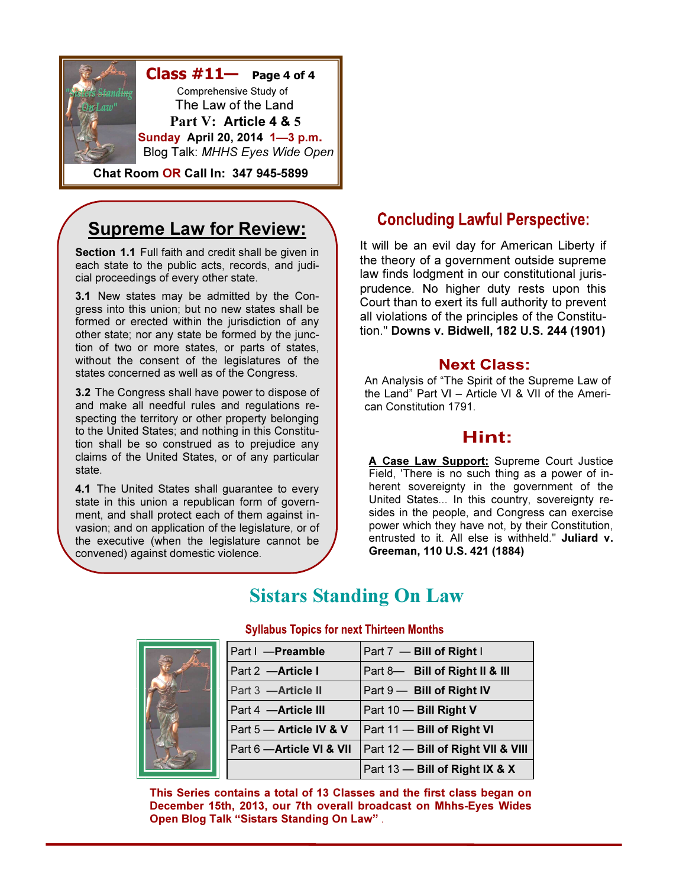**Class #11— Page 4 of 4**

Comprehensive Study of

The Law of the Land

**Part V: Article 4 & 5**

**Sunday April 20, 2014 1—3 p.m.**

Blog Talk: *MHHS Eyes Wide Open*

**Chat Room OR Call In: 347 945-5899**

## Supreme Law for Review:

**Section 1.1** Full faith and credit shall be given in each state to the public acts, records, and judicial proceedings of every other state.

**3.1** New states may be admitted by the Congress into this union; but no new states shall be formed or erected within the jurisdiction of any other state; nor any state be formed by the junction of two or more states, or parts of states, without the consent of the legislatures of the states concerned as well as of the Congress.

**3.2** The Congress shall have power to dispose of and make all needful rules and regulations respecting the territory or other property belonging to the United States; and nothing in this Constitution shall be so construed as to prejudice any claims of the United States, or of any particular state.

**4.1** The United States shall guarantee to every state in this union a republican form of government, and shall protect each of them against invasion; and on application of the legislature, or of the executive (when the legislature cannot be convened) against domestic violence.

## Concluding Lawful Perspective:

It will be an evil day for American Liberty if the theory of a government outside supreme law finds lodgment in our constitutional jurisprudence. No higher duty rests upon this Court than to exert its full authority to prevent all violations of the principles of the Constitution." **Downs v. Bidwell, 182 U.S. 244 (1901)**

## Next Class:

An Analysis of "The Spirit of the Supreme Law of the Land" Part VI – Article VI & VII of the American Constitution 1791.

## Hint:

**A Case Law Support:** Supreme Court Justice Field, 'There is no such thing as a power of inherent sovereignty in the government of the United States... In this country, sovereignty resides in the people, and Congress can exercise power which they have not, by their Constitution, entrusted to it. All else is withheld." **Juliard v. Greeman, 110 U.S. 421 (1884)**

# Sistars Standing On Law

### Syllabus Topics for next Thirteen Months

| | |
|---|---|
| Part I —**Preamble** | Part 7 — **Bill of Right** I |
| Part 2 —**Article I** | Part 8— **Bill of Right II & III** |
| Part 3 —**Article II** | Part 9 — **Bill of Right IV** |
| Part 4 —**Article III** | Part 10 — **Bill Right V** |
| Part 5 — **Article IV & V** | Part 11 — **Bill of Right VI** |
| Part 6 —**Article VI & VII** | Part 12 — **Bill of Right VII & VIII** |
| | Part 13 — **Bill of Right IX & X** |

**This Series contains a total of 13 Classes and the first class began on December 15th, 2013, our 7th overall broadcast on Mhhs-Eyes Wides Open Blog Talk "Sistars Standing On Law"** .